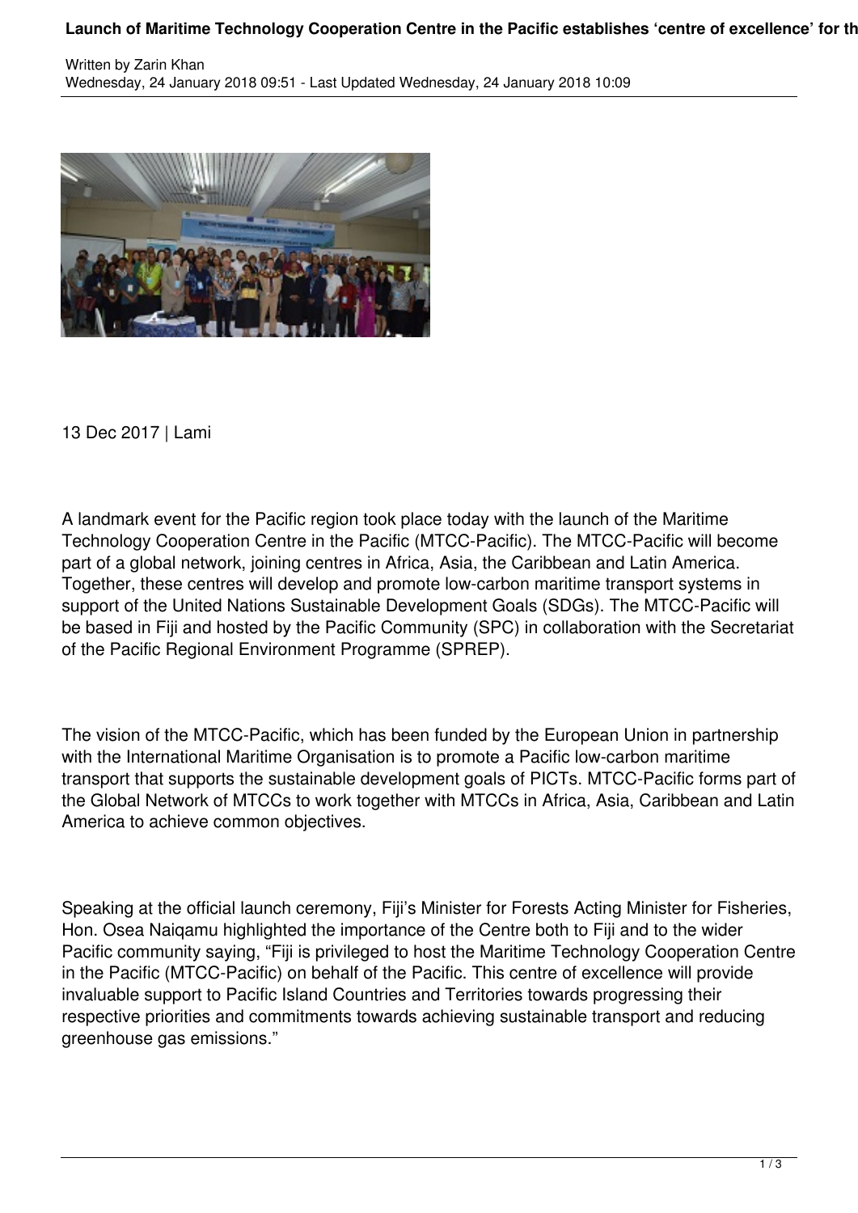# Launch of Maritime Technology Cooperation Centre in the Pacific establishes 'centre of excellence' for th

Written by Zarin Khan
Wednesday, 24 January 2018 09:51 - Last Updated Wednesday, 24 January 2018 10:09

13 Dec 2017 | Lami

A landmark event for the Pacific region took place today with the launch of the Maritime Technology Cooperation Centre in the Pacific (MTCC-Pacific). The MTCC-Pacific will become part of a global network, joining centres in Africa, Asia, the Caribbean and Latin America. Together, these centres will develop and promote low-carbon maritime transport systems in support of the United Nations Sustainable Development Goals (SDGs). The MTCC-Pacific will be based in Fiji and hosted by the Pacific Community (SPC) in collaboration with the Secretariat of the Pacific Regional Environment Programme (SPREP).

The vision of the MTCC-Pacific, which has been funded by the European Union in partnership with the International Maritime Organisation is to promote a Pacific low-carbon maritime transport that supports the sustainable development goals of PICTs. MTCC-Pacific forms part of the Global Network of MTCCs to work together with MTCCs in Africa, Asia, Caribbean and Latin America to achieve common objectives.

Speaking at the official launch ceremony, Fiji's Minister for Forests Acting Minister for Fisheries, Hon. Osea Naiqamu highlighted the importance of the Centre both to Fiji and to the wider Pacific community saying, "Fiji is privileged to host the Maritime Technology Cooperation Centre in the Pacific (MTCC-Pacific) on behalf of the Pacific. This centre of excellence will provide invaluable support to Pacific Island Countries and Territories towards progressing their respective priorities and commitments towards achieving sustainable transport and reducing greenhouse gas emissions."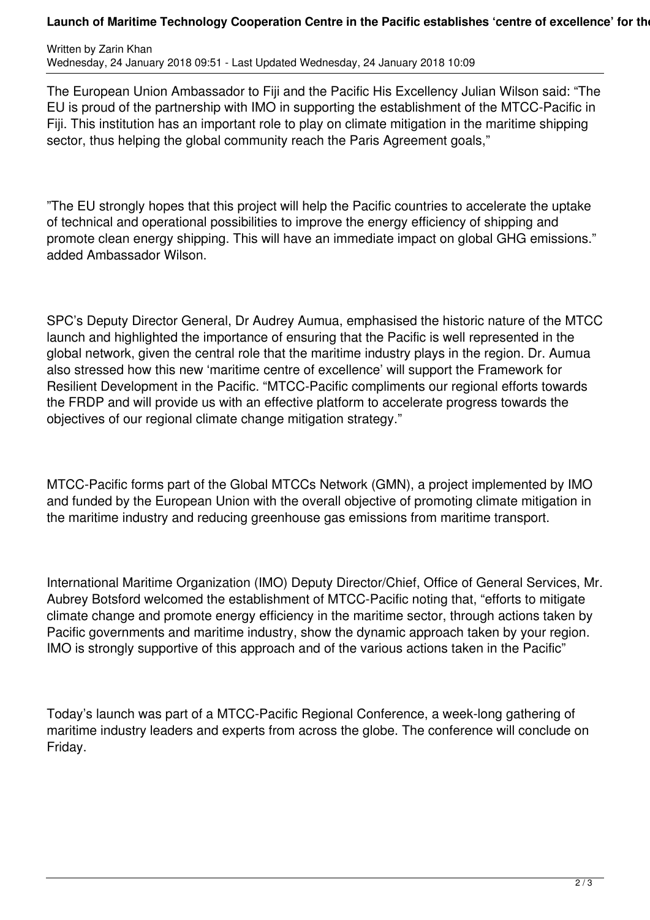The European Union Ambassador to Fiji and the Pacific His Excellency Julian Wilson said: “The EU is proud of the partnership with IMO in supporting the establishment of the MTCC-Pacific in Fiji. This institution has an important role to play on climate mitigation in the maritime shipping sector, thus helping the global community reach the Paris Agreement goals,”

”The EU strongly hopes that this project will help the Pacific countries to accelerate the uptake of technical and operational possibilities to improve the energy efficiency of shipping and promote clean energy shipping. This will have an immediate impact on global GHG emissions.” added Ambassador Wilson.

SPC’s Deputy Director General, Dr Audrey Aumua, emphasised the historic nature of the MTCC launch and highlighted the importance of ensuring that the Pacific is well represented in the global network, given the central role that the maritime industry plays in the region. Dr. Aumua also stressed how this new ‘maritime centre of excellence’ will support the Framework for Resilient Development in the Pacific. “MTCC-Pacific compliments our regional efforts towards the FRDP and will provide us with an effective platform to accelerate progress towards the objectives of our regional climate change mitigation strategy.”

MTCC-Pacific forms part of the Global MTCCs Network (GMN), a project implemented by IMO and funded by the European Union with the overall objective of promoting climate mitigation in the maritime industry and reducing greenhouse gas emissions from maritime transport.

International Maritime Organization (IMO) Deputy Director/Chief, Office of General Services, Mr. Aubrey Botsford welcomed the establishment of MTCC-Pacific noting that, “efforts to mitigate climate change and promote energy efficiency in the maritime sector, through actions taken by Pacific governments and maritime industry, show the dynamic approach taken by your region. IMO is strongly supportive of this approach and of the various actions taken in the Pacific”

Today’s launch was part of a MTCC-Pacific Regional Conference, a week-long gathering of maritime industry leaders and experts from across the globe. The conference will conclude on Friday.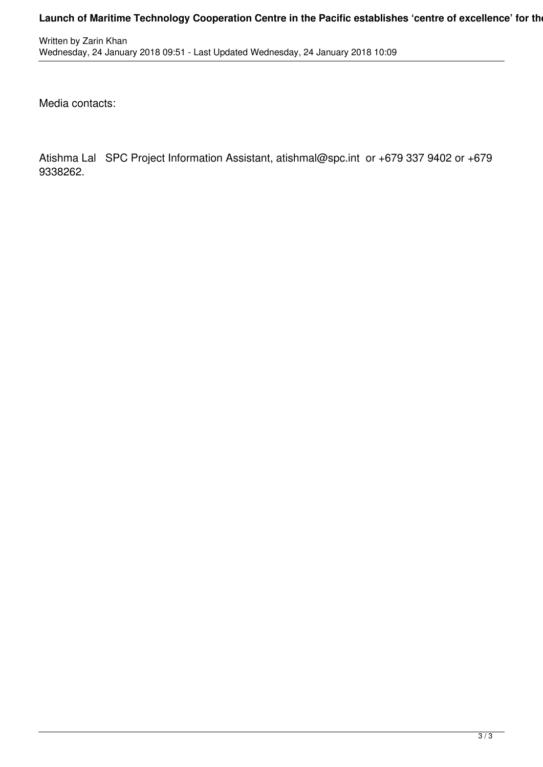Media contacts:

Atishma Lal   SPC Project Information Assistant, atishmal@spc.int  or +679 337 9402 or +679 9338262.